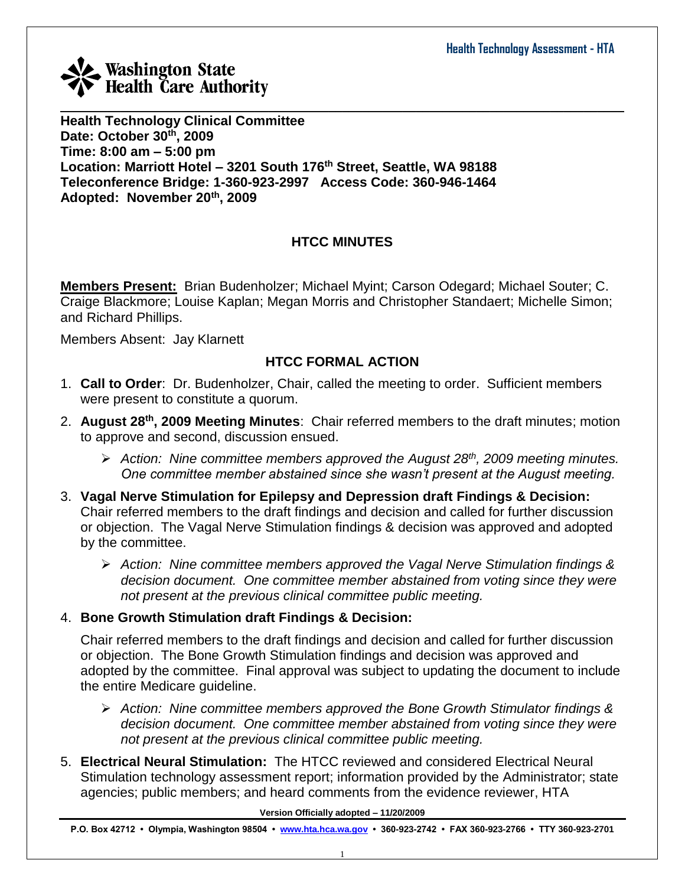**Health Technology Clinical Committee**
**Date: October 30th, 2009**
**Time: 8:00 am – 5:00 pm**
**Location: Marriott Hotel – 3201 South 176th Street, Seattle, WA 98188**
**Teleconference Bridge: 1-360-923-2997 Access Code: 360-946-1464**
**Adopted: November 20th, 2009**

## HTCC MINUTES

**Members Present:** Brian Budenholzer; Michael Myint; Carson Odegard; Michael Souter; C. Craige Blackmore; Louise Kaplan; Megan Morris and Christopher Standaert; Michelle Simon; and Richard Phillips.

Members Absent: Jay Klarnett

## HTCC FORMAL ACTION

1. **Call to Order**: Dr. Budenholzer, Chair, called the meeting to order. Sufficient members were present to constitute a quorum.
2. **August 28th, 2009 Meeting Minutes**: Chair referred members to the draft minutes; motion to approve and second, discussion ensued.
   - *Action: Nine committee members approved the August 28th, 2009 meeting minutes. One committee member abstained since she wasn't present at the August meeting.*
3. **Vagal Nerve Stimulation for Epilepsy and Depression draft Findings & Decision:** Chair referred members to the draft findings and decision and called for further discussion or objection. The Vagal Nerve Stimulation findings & decision was approved and adopted by the committee.
   - *Action: Nine committee members approved the Vagal Nerve Stimulation findings & decision document. One committee member abstained from voting since they were not present at the previous clinical committee public meeting.*
4. **Bone Growth Stimulation draft Findings & Decision:**

   Chair referred members to the draft findings and decision and called for further discussion or objection. The Bone Growth Stimulation findings and decision was approved and adopted by the committee. Final approval was subject to updating the document to include the entire Medicare guideline.
   - *Action: Nine committee members approved the Bone Growth Stimulator findings & decision document. One committee member abstained from voting since they were not present at the previous clinical committee public meeting.*
5. **Electrical Neural Stimulation:** The HTCC reviewed and considered Electrical Neural Stimulation technology assessment report; information provided by the Administrator; state agencies; public members; and heard comments from the evidence reviewer, HTA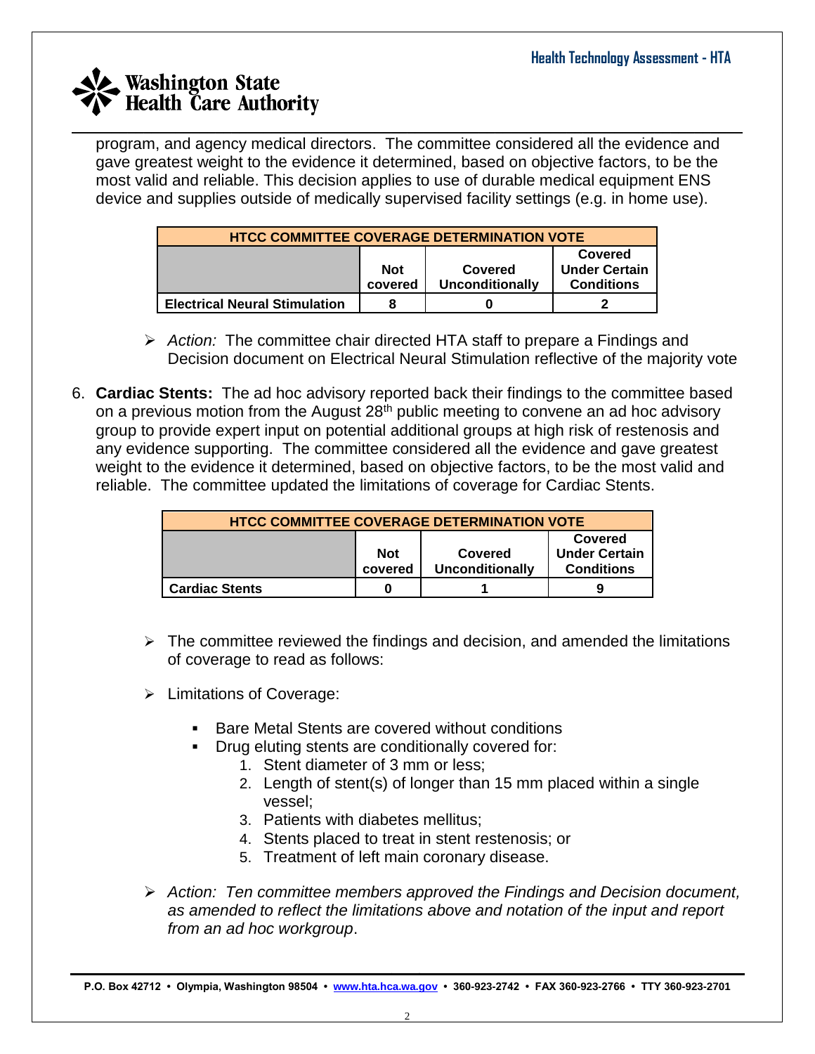program, and agency medical directors. The committee considered all the evidence and gave greatest weight to the evidence it determined, based on objective factors, to be the most valid and reliable. This decision applies to use of durable medical equipment ENS device and supplies outside of medically supervised facility settings (e.g. in home use).

| HTCC COMMITTEE COVERAGE DETERMINATION VOTE | | | |
|---|---|---|---|
| | Not covered | Covered Unconditionally | Covered Under Certain Conditions |
| **Electrical Neural Stimulation** | 8 | 0 | 2 |

- *Action:* The committee chair directed HTA staff to prepare a Findings and Decision document on Electrical Neural Stimulation reflective of the majority vote

6. **Cardiac Stents:** The ad hoc advisory reported back their findings to the committee based on a previous motion from the August 28th public meeting to convene an ad hoc advisory group to provide expert input on potential additional groups at high risk of restenosis and any evidence supporting. The committee considered all the evidence and gave greatest weight to the evidence it determined, based on objective factors, to be the most valid and reliable. The committee updated the limitations of coverage for Cardiac Stents.

| HTCC COMMITTEE COVERAGE DETERMINATION VOTE | | | |
|---|---|---|---|
| | Not covered | Covered Unconditionally | Covered Under Certain Conditions |
| **Cardiac Stents** | 0 | 1 | 9 |

- The committee reviewed the findings and decision, and amended the limitations of coverage to read as follows:
- Limitations of Coverage:
  - Bare Metal Stents are covered without conditions
  - Drug eluting stents are conditionally covered for:
    1. Stent diameter of 3 mm or less;
    2. Length of stent(s) of longer than 15 mm placed within a single vessel;
    3. Patients with diabetes mellitus;
    4. Stents placed to treat in stent restenosis; or
    5. Treatment of left main coronary disease.
- *Action: Ten committee members approved the Findings and Decision document, as amended to reflect the limitations above and notation of the input and report from an ad hoc workgroup*.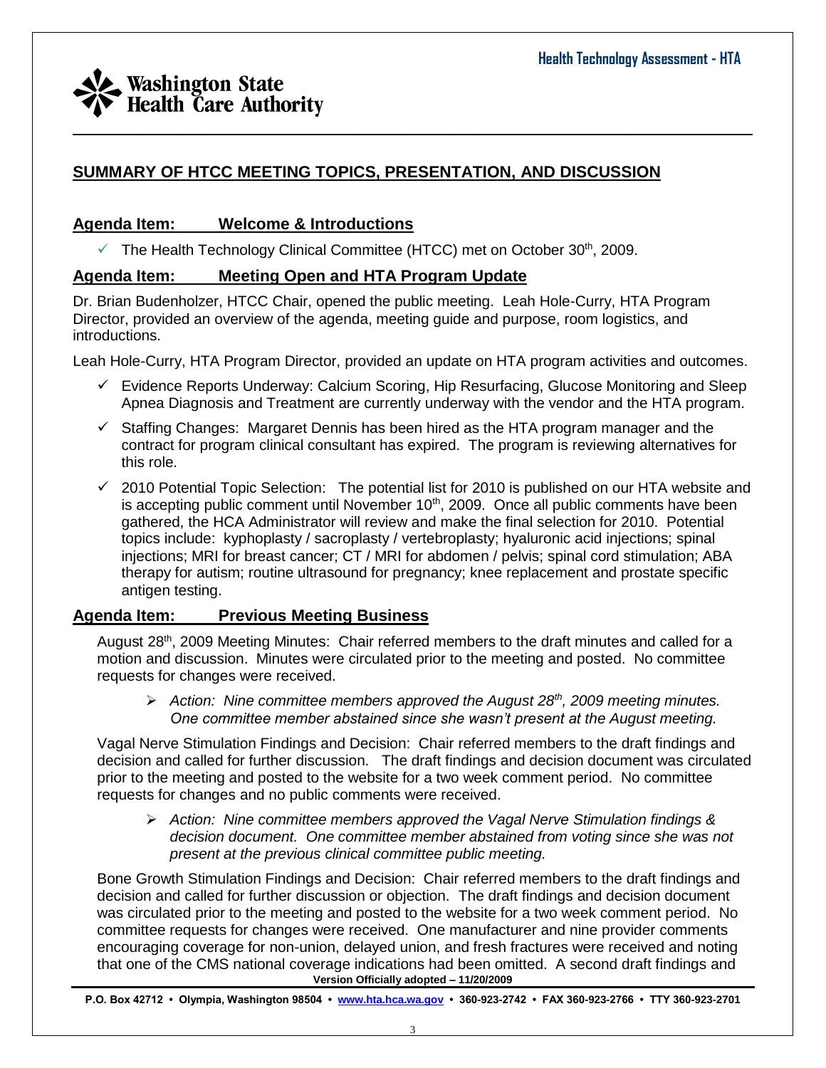## SUMMARY OF HTCC MEETING TOPICS, PRESENTATION, AND DISCUSSION

### Agenda Item: Welcome & Introductions

- ✓ The Health Technology Clinical Committee (HTCC) met on October 30th, 2009.

### Agenda Item: Meeting Open and HTA Program Update

Dr. Brian Budenholzer, HTCC Chair, opened the public meeting. Leah Hole-Curry, HTA Program Director, provided an overview of the agenda, meeting guide and purpose, room logistics, and introductions.

Leah Hole-Curry, HTA Program Director, provided an update on HTA program activities and outcomes.

- ✓ Evidence Reports Underway: Calcium Scoring, Hip Resurfacing, Glucose Monitoring and Sleep Apnea Diagnosis and Treatment are currently underway with the vendor and the HTA program.
- ✓ Staffing Changes: Margaret Dennis has been hired as the HTA program manager and the contract for program clinical consultant has expired. The program is reviewing alternatives for this role.
- ✓ 2010 Potential Topic Selection: The potential list for 2010 is published on our HTA website and is accepting public comment until November 10th, 2009. Once all public comments have been gathered, the HCA Administrator will review and make the final selection for 2010. Potential topics include: kyphoplasty / sacroplasty / vertebroplasty; hyaluronic acid injections; spinal injections; MRI for breast cancer; CT / MRI for abdomen / pelvis; spinal cord stimulation; ABA therapy for autism; routine ultrasound for pregnancy; knee replacement and prostate specific antigen testing.

### Agenda Item: Previous Meeting Business

August 28th, 2009 Meeting Minutes: Chair referred members to the draft minutes and called for a motion and discussion. Minutes were circulated prior to the meeting and posted. No committee requests for changes were received.

- *Action: Nine committee members approved the August 28th, 2009 meeting minutes. One committee member abstained since she wasn't present at the August meeting.*

Vagal Nerve Stimulation Findings and Decision: Chair referred members to the draft findings and decision and called for further discussion. The draft findings and decision document was circulated prior to the meeting and posted to the website for a two week comment period. No committee requests for changes and no public comments were received.

- *Action: Nine committee members approved the Vagal Nerve Stimulation findings & decision document. One committee member abstained from voting since she was not present at the previous clinical committee public meeting.*

Bone Growth Stimulation Findings and Decision: Chair referred members to the draft findings and decision and called for further discussion or objection. The draft findings and decision document was circulated prior to the meeting and posted to the website for a two week comment period. No committee requests for changes were received. One manufacturer and nine provider comments encouraging coverage for non-union, delayed union, and fresh fractures were received and noting that one of the CMS national coverage indications had been omitted. A second draft findings and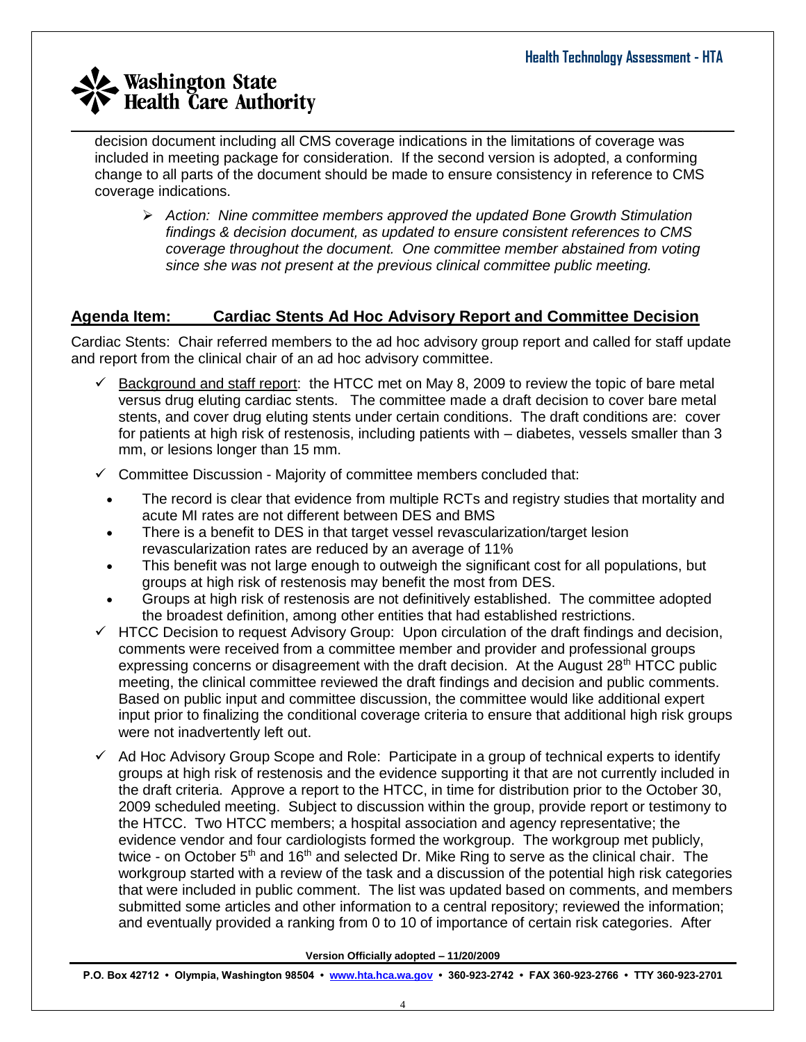decision document including all CMS coverage indications in the limitations of coverage was included in meeting package for consideration. If the second version is adopted, a conforming change to all parts of the document should be made to ensure consistency in reference to CMS coverage indications.

- *Action: Nine committee members approved the updated Bone Growth Stimulation findings & decision document, as updated to ensure consistent references to CMS coverage throughout the document. One committee member abstained from voting since she was not present at the previous clinical committee public meeting.*

## Agenda Item: Cardiac Stents Ad Hoc Advisory Report and Committee Decision

Cardiac Stents: Chair referred members to the ad hoc advisory group report and called for staff update and report from the clinical chair of an ad hoc advisory committee.

- ✓ Background and staff report: the HTCC met on May 8, 2009 to review the topic of bare metal versus drug eluting cardiac stents. The committee made a draft decision to cover bare metal stents, and cover drug eluting stents under certain conditions. The draft conditions are: cover for patients at high risk of restenosis, including patients with – diabetes, vessels smaller than 3 mm, or lesions longer than 15 mm.
- ✓ Committee Discussion - Majority of committee members concluded that:
  - The record is clear that evidence from multiple RCTs and registry studies that mortality and acute MI rates are not different between DES and BMS
  - There is a benefit to DES in that target vessel revascularization/target lesion revascularization rates are reduced by an average of 11%
  - This benefit was not large enough to outweigh the significant cost for all populations, but groups at high risk of restenosis may benefit the most from DES.
  - Groups at high risk of restenosis are not definitively established. The committee adopted the broadest definition, among other entities that had established restrictions.
- ✓ HTCC Decision to request Advisory Group: Upon circulation of the draft findings and decision, comments were received from a committee member and provider and professional groups expressing concerns or disagreement with the draft decision. At the August 28th HTCC public meeting, the clinical committee reviewed the draft findings and decision and public comments. Based on public input and committee discussion, the committee would like additional expert input prior to finalizing the conditional coverage criteria to ensure that additional high risk groups were not inadvertently left out.
- ✓ Ad Hoc Advisory Group Scope and Role: Participate in a group of technical experts to identify groups at high risk of restenosis and the evidence supporting it that are not currently included in the draft criteria. Approve a report to the HTCC, in time for distribution prior to the October 30, 2009 scheduled meeting. Subject to discussion within the group, provide report or testimony to the HTCC. Two HTCC members; a hospital association and agency representative; the evidence vendor and four cardiologists formed the workgroup. The workgroup met publicly, twice - on October 5th and 16th and selected Dr. Mike Ring to serve as the clinical chair. The workgroup started with a review of the task and a discussion of the potential high risk categories that were included in public comment. The list was updated based on comments, and members submitted some articles and other information to a central repository; reviewed the information; and eventually provided a ranking from 0 to 10 of importance of certain risk categories. After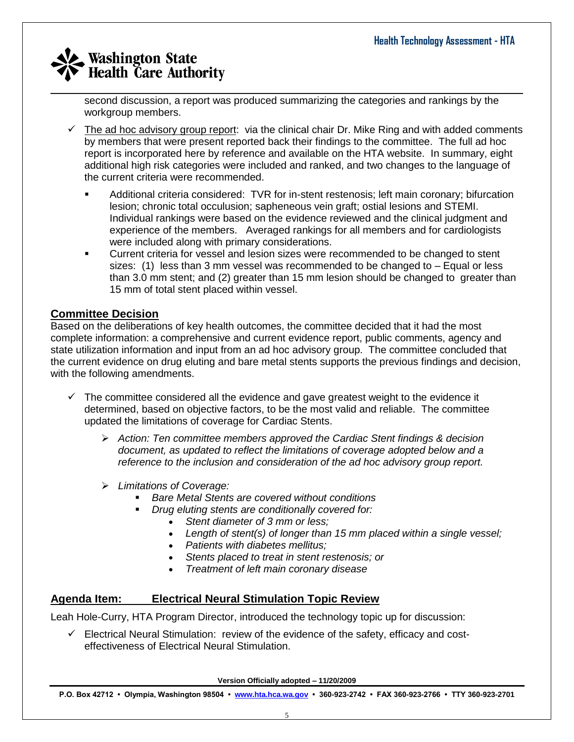second discussion, a report was produced summarizing the categories and rankings by the workgroup members.

- ✓ The ad hoc advisory group report: via the clinical chair Dr. Mike Ring and with added comments by members that were present reported back their findings to the committee. The full ad hoc report is incorporated here by reference and available on the HTA website. In summary, eight additional high risk categories were included and ranked, and two changes to the language of the current criteria were recommended.
  - Additional criteria considered: TVR for in-stent restenosis; left main coronary; bifurcation lesion; chronic total occulusion; sapheneous vein graft; ostial lesions and STEMI. Individual rankings were based on the evidence reviewed and the clinical judgment and experience of the members. Averaged rankings for all members and for cardiologists were included along with primary considerations.
  - Current criteria for vessel and lesion sizes were recommended to be changed to stent sizes: (1) less than 3 mm vessel was recommended to be changed to – Equal or less than 3.0 mm stent; and (2) greater than 15 mm lesion should be changed to greater than 15 mm of total stent placed within vessel.

## Committee Decision

Based on the deliberations of key health outcomes, the committee decided that it had the most complete information: a comprehensive and current evidence report, public comments, agency and state utilization information and input from an ad hoc advisory group. The committee concluded that the current evidence on drug eluting and bare metal stents supports the previous findings and decision, with the following amendments.

- ✓ The committee considered all the evidence and gave greatest weight to the evidence it determined, based on objective factors, to be the most valid and reliable. The committee updated the limitations of coverage for Cardiac Stents.
  - *Action: Ten committee members approved the Cardiac Stent findings & decision document, as updated to reflect the limitations of coverage adopted below and a reference to the inclusion and consideration of the ad hoc advisory group report.*
  - *Limitations of Coverage:*
    - *Bare Metal Stents are covered without conditions*
    - *Drug eluting stents are conditionally covered for:*
      - *Stent diameter of 3 mm or less;*
      - *Length of stent(s) of longer than 15 mm placed within a single vessel;*
      - *Patients with diabetes mellitus;*
      - *Stents placed to treat in stent restenosis; or*
      - *Treatment of left main coronary disease*

## Agenda Item: Electrical Neural Stimulation Topic Review

Leah Hole-Curry, HTA Program Director, introduced the technology topic up for discussion:

- ✓ Electrical Neural Stimulation: review of the evidence of the safety, efficacy and cost-effectiveness of Electrical Neural Stimulation.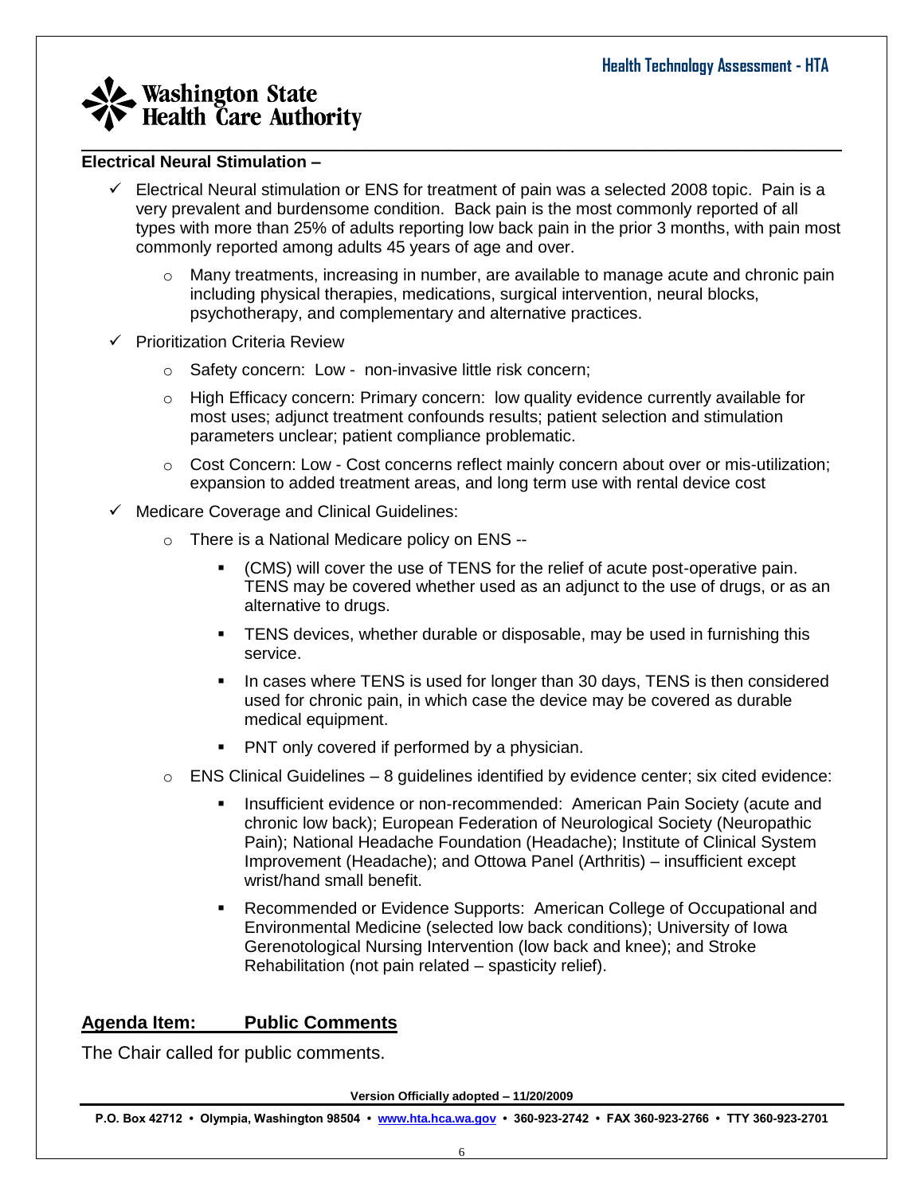**Electrical Neural Stimulation –**

- ✓ Electrical Neural stimulation or ENS for treatment of pain was a selected 2008 topic. Pain is a very prevalent and burdensome condition. Back pain is the most commonly reported of all types with more than 25% of adults reporting low back pain in the prior 3 months, with pain most commonly reported among adults 45 years of age and over.
  - Many treatments, increasing in number, are available to manage acute and chronic pain including physical therapies, medications, surgical intervention, neural blocks, psychotherapy, and complementary and alternative practices.
- ✓ Prioritization Criteria Review
  - Safety concern: Low - non-invasive little risk concern;
  - High Efficacy concern: Primary concern: low quality evidence currently available for most uses; adjunct treatment confounds results; patient selection and stimulation parameters unclear; patient compliance problematic.
  - Cost Concern: Low - Cost concerns reflect mainly concern about over or mis-utilization; expansion to added treatment areas, and long term use with rental device cost
- ✓ Medicare Coverage and Clinical Guidelines:
  - There is a National Medicare policy on ENS --
    - (CMS) will cover the use of TENS for the relief of acute post-operative pain. TENS may be covered whether used as an adjunct to the use of drugs, or as an alternative to drugs.
    - TENS devices, whether durable or disposable, may be used in furnishing this service.
    - In cases where TENS is used for longer than 30 days, TENS is then considered used for chronic pain, in which case the device may be covered as durable medical equipment.
    - PNT only covered if performed by a physician.
  - ENS Clinical Guidelines – 8 guidelines identified by evidence center; six cited evidence:
    - Insufficient evidence or non-recommended: American Pain Society (acute and chronic low back); European Federation of Neurological Society (Neuropathic Pain); National Headache Foundation (Headache); Institute of Clinical System Improvement (Headache); and Ottowa Panel (Arthritis) – insufficient except wrist/hand small benefit.
    - Recommended or Evidence Supports: American College of Occupational and Environmental Medicine (selected low back conditions); University of Iowa Gerenotological Nursing Intervention (low back and knee); and Stroke Rehabilitation (not pain related – spasticity relief).

## Agenda Item: Public Comments

The Chair called for public comments.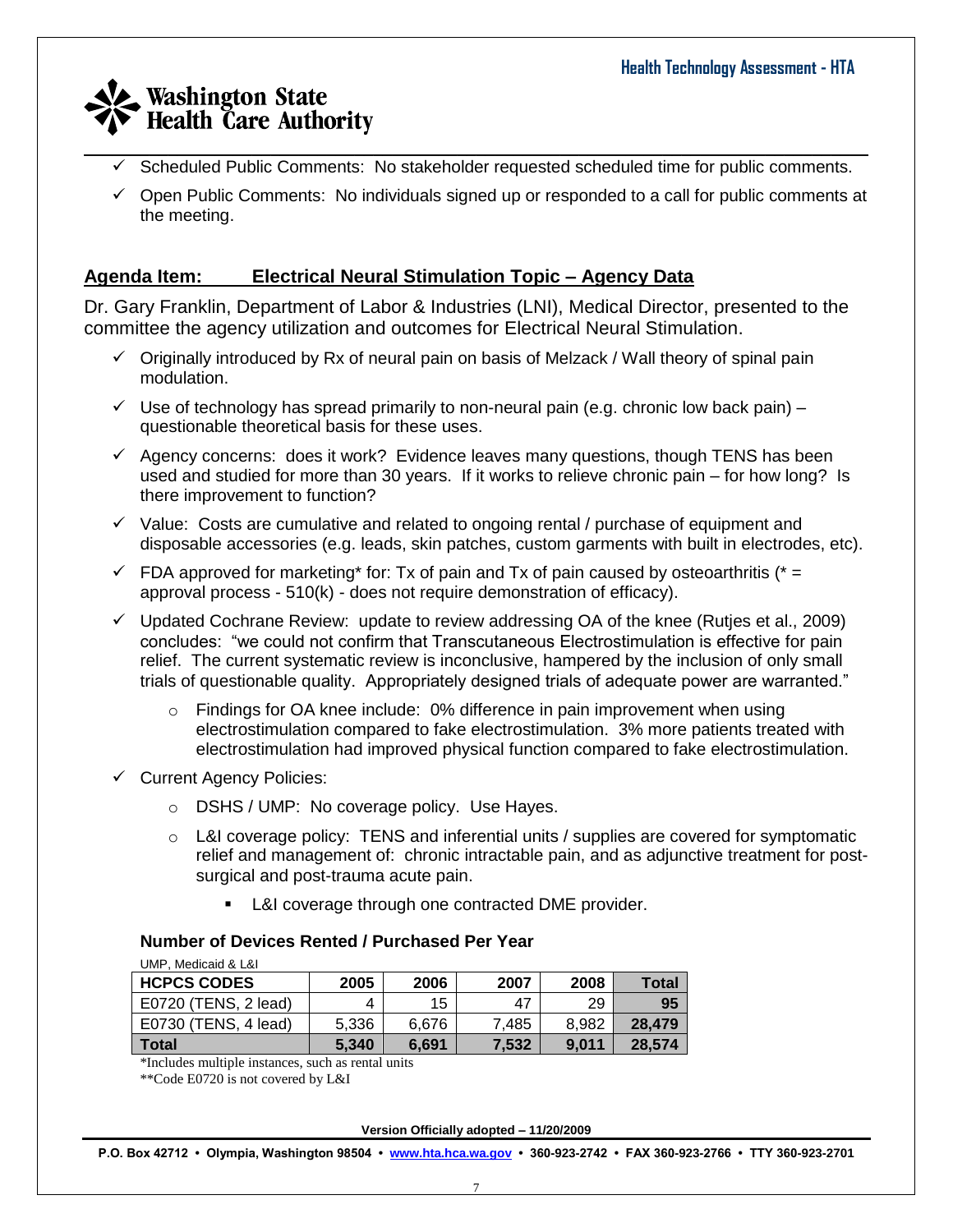- ✓ Scheduled Public Comments: No stakeholder requested scheduled time for public comments.
- ✓ Open Public Comments: No individuals signed up or responded to a call for public comments at the meeting.

## Agenda Item: Electrical Neural Stimulation Topic – Agency Data

Dr. Gary Franklin, Department of Labor & Industries (LNI), Medical Director, presented to the committee the agency utilization and outcomes for Electrical Neural Stimulation.

- ✓ Originally introduced by Rx of neural pain on basis of Melzack / Wall theory of spinal pain modulation.
- ✓ Use of technology has spread primarily to non-neural pain (e.g. chronic low back pain) – questionable theoretical basis for these uses.
- ✓ Agency concerns: does it work? Evidence leaves many questions, though TENS has been used and studied for more than 30 years. If it works to relieve chronic pain – for how long? Is there improvement to function?
- ✓ Value: Costs are cumulative and related to ongoing rental / purchase of equipment and disposable accessories (e.g. leads, skin patches, custom garments with built in electrodes, etc).
- ✓ FDA approved for marketing* for: Tx of pain and Tx of pain caused by osteoarthritis (* = approval process - 510(k) - does not require demonstration of efficacy).
- ✓ Updated Cochrane Review: update to review addressing OA of the knee (Rutjes et al., 2009) concludes: "we could not confirm that Transcutaneous Electrostimulation is effective for pain relief. The current systematic review is inconclusive, hampered by the inclusion of only small trials of questionable quality. Appropriately designed trials of adequate power are warranted."
  - Findings for OA knee include: 0% difference in pain improvement when using electrostimulation compared to fake electrostimulation. 3% more patients treated with electrostimulation had improved physical function compared to fake electrostimulation.
- ✓ Current Agency Policies:
  - DSHS / UMP: No coverage policy. Use Hayes.
  - L&I coverage policy: TENS and inferential units / supplies are covered for symptomatic relief and management of: chronic intractable pain, and as adjunctive treatment for post-surgical and post-trauma acute pain.
    - L&I coverage through one contracted DME provider.

### Number of Devices Rented / Purchased Per Year

UMP, Medicaid & L&I

| HCPCS CODES | 2005 | 2006 | 2007 | 2008 | Total |
|---|---|---|---|---|---|
| E0720 (TENS, 2 lead) | 4 | 15 | 47 | 29 | **95** |
| E0730 (TENS, 4 lead) | 5,336 | 6,676 | 7,485 | 8,982 | **28,479** |
| **Total** | **5,340** | **6,691** | **7,532** | **9,011** | **28,574** |

*Includes multiple instances, such as rental units

**Code E0720 is not covered by L&I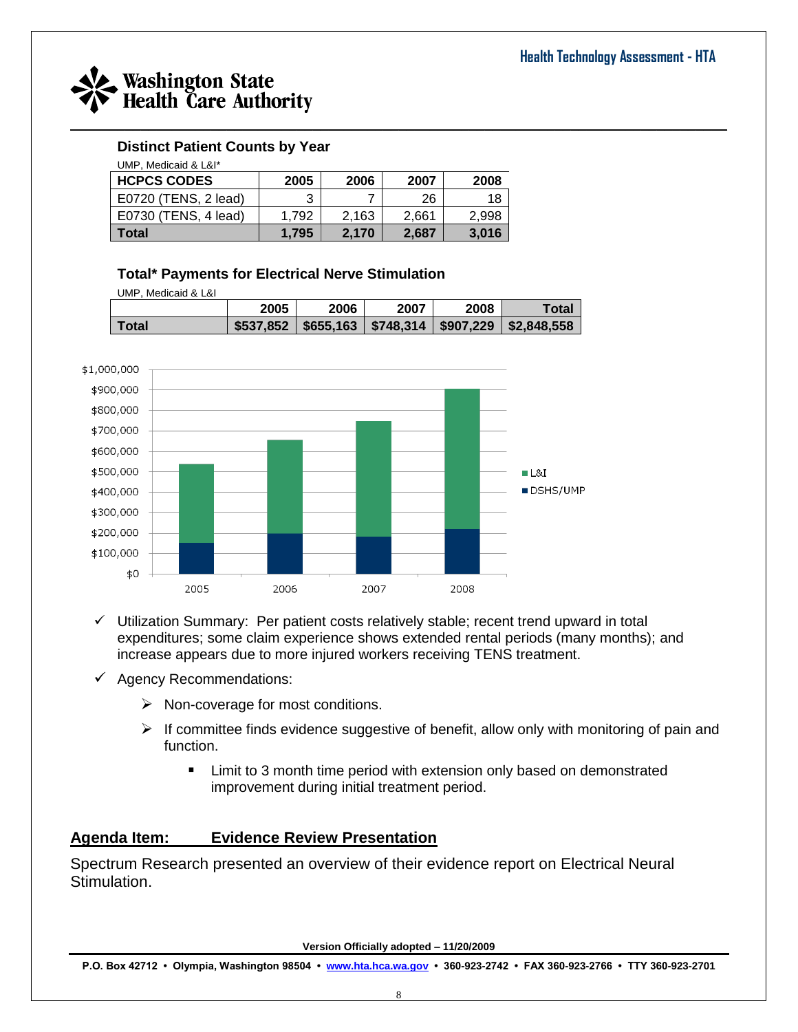### Distinct Patient Counts by Year

UMP, Medicaid & L&I*

| HCPCS CODES | 2005 | 2006 | 2007 | 2008 |
|---|---|---|---|---|
| E0720 (TENS, 2 lead) | 3 | 7 | 26 | 18 |
| E0730 (TENS, 4 lead) | 1,792 | 2,163 | 2,661 | 2,998 |
| **Total** | **1,795** | **2,170** | **2,687** | **3,016** |

### Total* Payments for Electrical Nerve Stimulation

UMP, Medicaid & L&I

| | 2005 | 2006 | 2007 | 2008 | Total |
|---|---|---|---|---|---|
| **Total** | **$537,852** | **$655,163** | **$748,314** | **$907,229** | **$2,848,558** |

- ✓ Utilization Summary: Per patient costs relatively stable; recent trend upward in total expenditures; some claim experience shows extended rental periods (many months); and increase appears due to more injured workers receiving TENS treatment.
- ✓ Agency Recommendations:
  - ➢ Non-coverage for most conditions.
  - ➢ If committee finds evidence suggestive of benefit, allow only with monitoring of pain and function.
    - ▪ Limit to 3 month time period with extension only based on demonstrated improvement during initial treatment period.

## Agenda Item: Evidence Review Presentation

Spectrum Research presented an overview of their evidence report on Electrical Neural Stimulation.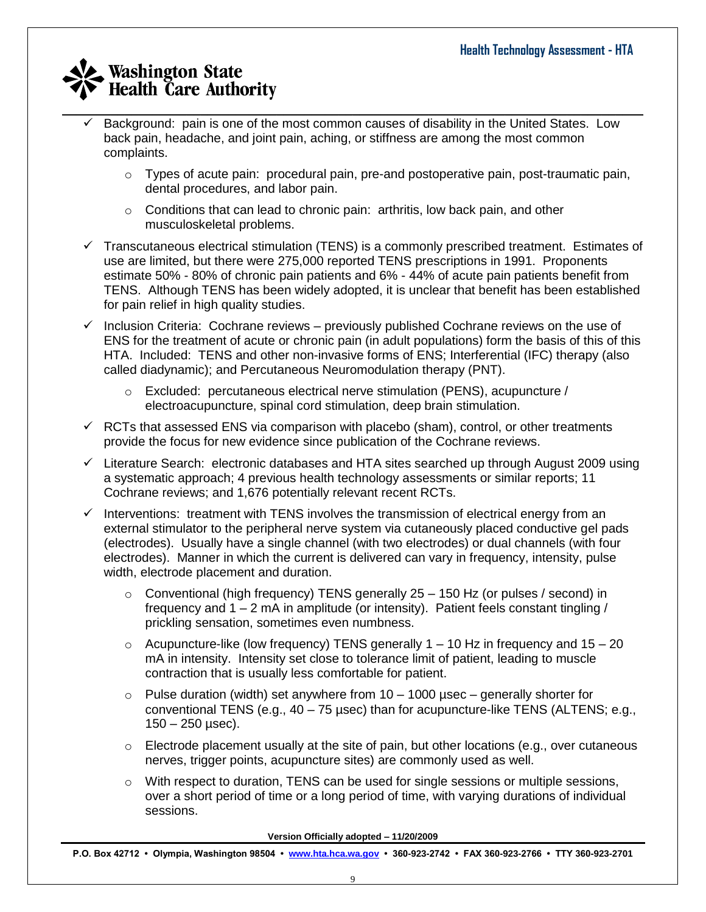- Background: pain is one of the most common causes of disability in the United States. Low back pain, headache, and joint pain, aching, or stiffness are among the most common complaints.
  - Types of acute pain: procedural pain, pre-and postoperative pain, post-traumatic pain, dental procedures, and labor pain.
  - Conditions that can lead to chronic pain: arthritis, low back pain, and other musculoskeletal problems.
- Transcutaneous electrical stimulation (TENS) is a commonly prescribed treatment. Estimates of use are limited, but there were 275,000 reported TENS prescriptions in 1991. Proponents estimate 50% - 80% of chronic pain patients and 6% - 44% of acute pain patients benefit from TENS. Although TENS has been widely adopted, it is unclear that benefit has been established for pain relief in high quality studies.
- Inclusion Criteria: Cochrane reviews – previously published Cochrane reviews on the use of ENS for the treatment of acute or chronic pain (in adult populations) form the basis of this of this HTA. Included: TENS and other non-invasive forms of ENS; Interferential (IFC) therapy (also called diadynamic); and Percutaneous Neuromodulation therapy (PNT).
  - Excluded: percutaneous electrical nerve stimulation (PENS), acupuncture / electroacupuncture, spinal cord stimulation, deep brain stimulation.
- RCTs that assessed ENS via comparison with placebo (sham), control, or other treatments provide the focus for new evidence since publication of the Cochrane reviews.
- Literature Search: electronic databases and HTA sites searched up through August 2009 using a systematic approach; 4 previous health technology assessments or similar reports; 11 Cochrane reviews; and 1,676 potentially relevant recent RCTs.
- Interventions: treatment with TENS involves the transmission of electrical energy from an external stimulator to the peripheral nerve system via cutaneously placed conductive gel pads (electrodes). Usually have a single channel (with two electrodes) or dual channels (with four electrodes). Manner in which the current is delivered can vary in frequency, intensity, pulse width, electrode placement and duration.
  - Conventional (high frequency) TENS generally 25 – 150 Hz (or pulses / second) in frequency and 1 – 2 mA in amplitude (or intensity). Patient feels constant tingling / prickling sensation, sometimes even numbness.
  - Acupuncture-like (low frequency) TENS generally 1 – 10 Hz in frequency and 15 – 20 mA in intensity. Intensity set close to tolerance limit of patient, leading to muscle contraction that is usually less comfortable for patient.
  - Pulse duration (width) set anywhere from 10 – 1000 µsec – generally shorter for conventional TENS (e.g., 40 – 75 µsec) than for acupuncture-like TENS (ALTENS; e.g., 150 – 250 µsec).
  - Electrode placement usually at the site of pain, but other locations (e.g., over cutaneous nerves, trigger points, acupuncture sites) are commonly used as well.
  - With respect to duration, TENS can be used for single sessions or multiple sessions, over a short period of time or a long period of time, with varying durations of individual sessions.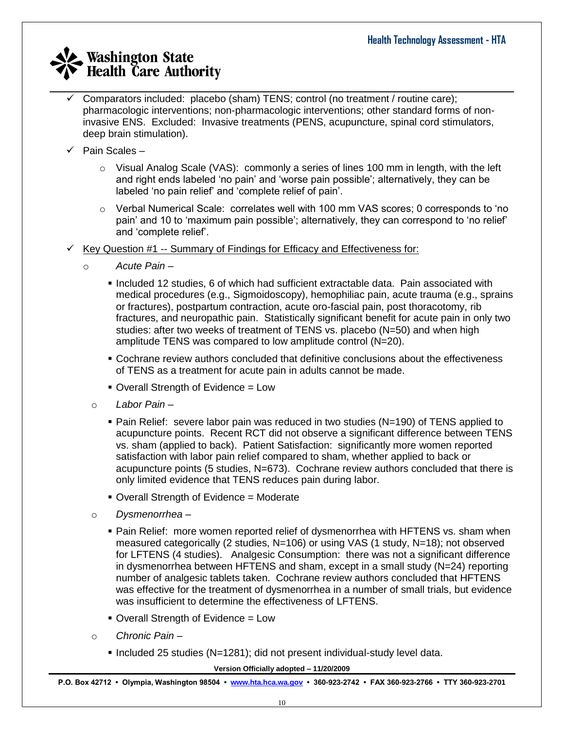- Comparators included: placebo (sham) TENS; control (no treatment / routine care); pharmacologic interventions; non-pharmacologic interventions; other standard forms of non-invasive ENS. Excluded: Invasive treatments (PENS, acupuncture, spinal cord stimulators, deep brain stimulation).
- Pain Scales –
  - Visual Analog Scale (VAS): commonly a series of lines 100 mm in length, with the left and right ends labeled 'no pain' and 'worse pain possible'; alternatively, they can be labeled 'no pain relief' and 'complete relief of pain'.
  - Verbal Numerical Scale: correlates well with 100 mm VAS scores; 0 corresponds to 'no pain' and 10 to 'maximum pain possible'; alternatively, they can correspond to 'no relief' and 'complete relief'.
- Key Question #1 -- Summary of Findings for Efficacy and Effectiveness for:
  - *Acute Pain* –
    - Included 12 studies, 6 of which had sufficient extractable data. Pain associated with medical procedures (e.g., Sigmoidoscopy), hemophiliac pain, acute trauma (e.g., sprains or fractures), postpartum contraction, acute oro-fascial pain, post thoracotomy, rib fractures, and neuropathic pain. Statistically significant benefit for acute pain in only two studies: after two weeks of treatment of TENS vs. placebo (N=50) and when high amplitude TENS was compared to low amplitude control (N=20).
    - Cochrane review authors concluded that definitive conclusions about the effectiveness of TENS as a treatment for acute pain in adults cannot be made.
    - Overall Strength of Evidence = Low
  - *Labor Pain* –
    - Pain Relief: severe labor pain was reduced in two studies (N=190) of TENS applied to acupuncture points. Recent RCT did not observe a significant difference between TENS vs. sham (applied to back). Patient Satisfaction: significantly more women reported satisfaction with labor pain relief compared to sham, whether applied to back or acupuncture points (5 studies, N=673). Cochrane review authors concluded that there is only limited evidence that TENS reduces pain during labor.
    - Overall Strength of Evidence = Moderate
  - *Dysmenorrhea* –
    - Pain Relief: more women reported relief of dysmenorrhea with HFTENS vs. sham when measured categorically (2 studies, N=106) or using VAS (1 study, N=18); not observed for LFTENS (4 studies). Analgesic Consumption: there was not a significant difference in dysmenorrhea between HFTENS and sham, except in a small study (N=24) reporting number of analgesic tablets taken. Cochrane review authors concluded that HFTENS was effective for the treatment of dysmenorrhea in a number of small trials, but evidence was insufficient to determine the effectiveness of LFTENS.
    - Overall Strength of Evidence = Low
  - *Chronic Pain* –
    - Included 25 studies (N=1281); did not present individual-study level data.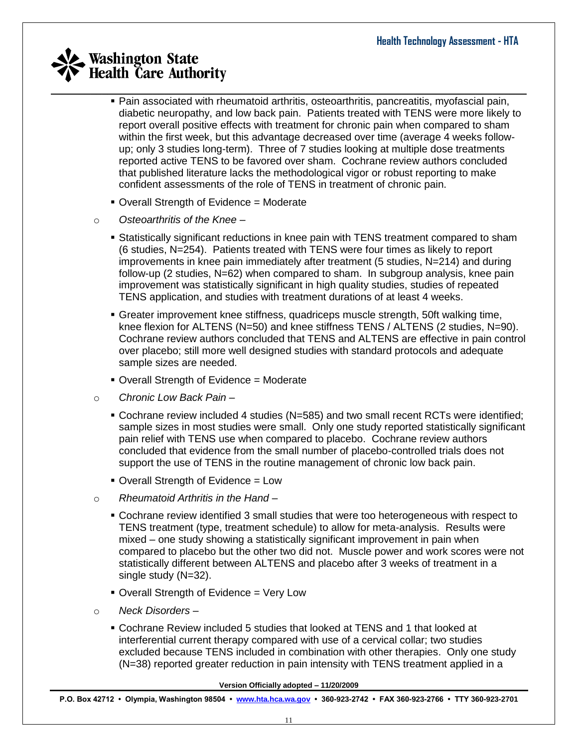- Pain associated with rheumatoid arthritis, osteoarthritis, pancreatitis, myofascial pain, diabetic neuropathy, and low back pain. Patients treated with TENS were more likely to report overall positive effects with treatment for chronic pain when compared to sham within the first week, but this advantage decreased over time (average 4 weeks follow-up; only 3 studies long-term). Three of 7 studies looking at multiple dose treatments reported active TENS to be favored over sham. Cochrane review authors concluded that published literature lacks the methodological vigor or robust reporting to make confident assessments of the role of TENS in treatment of chronic pain.
   - Overall Strength of Evidence = Moderate

- *Osteoarthritis of the Knee –*
   - Statistically significant reductions in knee pain with TENS treatment compared to sham (6 studies, N=254). Patients treated with TENS were four times as likely to report improvements in knee pain immediately after treatment (5 studies, N=214) and during follow-up (2 studies, N=62) when compared to sham. In subgroup analysis, knee pain improvement was statistically significant in high quality studies, studies of repeated TENS application, and studies with treatment durations of at least 4 weeks.
   - Greater improvement knee stiffness, quadriceps muscle strength, 50ft walking time, knee flexion for ALTENS (N=50) and knee stiffness TENS / ALTENS (2 studies, N=90). Cochrane review authors concluded that TENS and ALTENS are effective in pain control over placebo; still more well designed studies with standard protocols and adequate sample sizes are needed.
   - Overall Strength of Evidence = Moderate

- *Chronic Low Back Pain –*
   - Cochrane review included 4 studies (N=585) and two small recent RCTs were identified; sample sizes in most studies were small. Only one study reported statistically significant pain relief with TENS use when compared to placebo. Cochrane review authors concluded that evidence from the small number of placebo-controlled trials does not support the use of TENS in the routine management of chronic low back pain.
   - Overall Strength of Evidence = Low

- *Rheumatoid Arthritis in the Hand –*
   - Cochrane review identified 3 small studies that were too heterogeneous with respect to TENS treatment (type, treatment schedule) to allow for meta-analysis. Results were mixed – one study showing a statistically significant improvement in pain when compared to placebo but the other two did not. Muscle power and work scores were not statistically different between ALTENS and placebo after 3 weeks of treatment in a single study (N=32).
   - Overall Strength of Evidence = Very Low

- *Neck Disorders –*
   - Cochrane Review included 5 studies that looked at TENS and 1 that looked at interferential current therapy compared with use of a cervical collar; two studies excluded because TENS included in combination with other therapies. Only one study (N=38) reported greater reduction in pain intensity with TENS treatment applied in a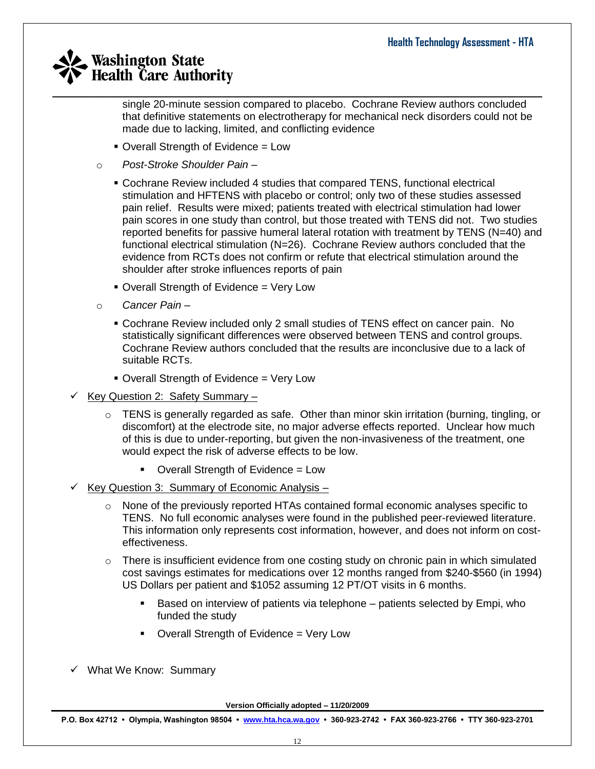single 20-minute session compared to placebo. Cochrane Review authors concluded that definitive statements on electrotherapy for mechanical neck disorders could not be made due to lacking, limited, and conflicting evidence

  - Overall Strength of Evidence = Low

- *Post-Stroke Shoulder Pain –*

  - Cochrane Review included 4 studies that compared TENS, functional electrical stimulation and HFTENS with placebo or control; only two of these studies assessed pain relief. Results were mixed; patients treated with electrical stimulation had lower pain scores in one study than control, but those treated with TENS did not. Two studies reported benefits for passive humeral lateral rotation with treatment by TENS (N=40) and functional electrical stimulation (N=26). Cochrane Review authors concluded that the evidence from RCTs does not confirm or refute that electrical stimulation around the shoulder after stroke influences reports of pain
  - Overall Strength of Evidence = Very Low

- *Cancer Pain –*

  - Cochrane Review included only 2 small studies of TENS effect on cancer pain. No statistically significant differences were observed between TENS and control groups. Cochrane Review authors concluded that the results are inconclusive due to a lack of suitable RCTs.
  - Overall Strength of Evidence = Very Low

✓ <u>Key Question 2: Safety Summary –</u>

- TENS is generally regarded as safe. Other than minor skin irritation (burning, tingling, or discomfort) at the electrode site, no major adverse effects reported. Unclear how much of this is due to under-reporting, but given the non-invasiveness of the treatment, one would expect the risk of adverse effects to be low.
  - Overall Strength of Evidence = Low

✓ <u>Key Question 3: Summary of Economic Analysis –</u>

- None of the previously reported HTAs contained formal economic analyses specific to TENS. No full economic analyses were found in the published peer-reviewed literature. This information only represents cost information, however, and does not inform on cost-effectiveness.
- There is insufficient evidence from one costing study on chronic pain in which simulated cost savings estimates for medications over 12 months ranged from $240-$560 (in 1994) US Dollars per patient and $1052 assuming 12 PT/OT visits in 6 months.
  - Based on interview of patients via telephone – patients selected by Empi, who funded the study
  - Overall Strength of Evidence = Very Low

✓ What We Know: Summary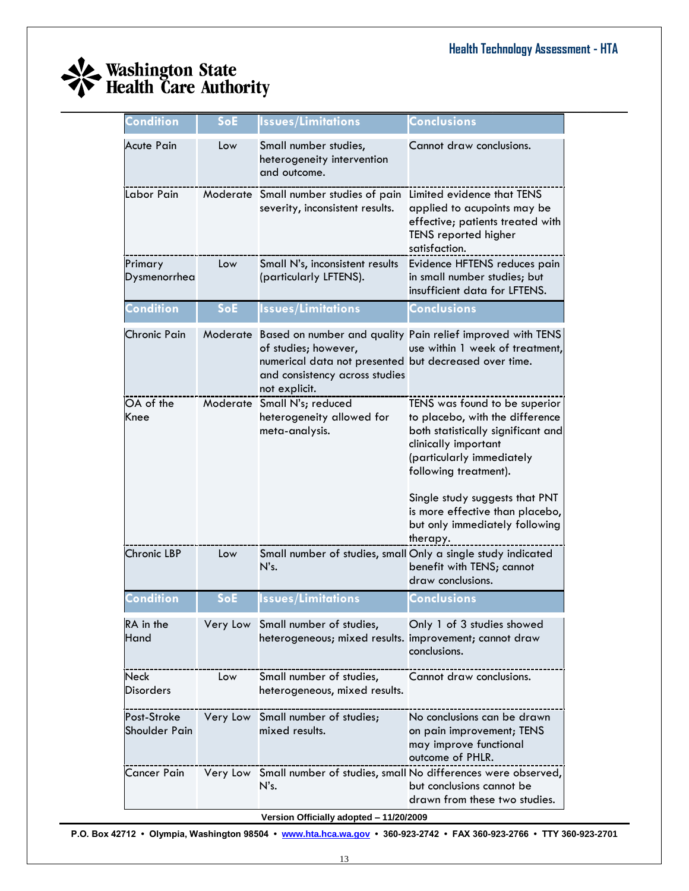| Condition | SoE | Issues/Limitations | Conclusions |
|---|---|---|---|
| Acute Pain | Low | Small number studies, heterogeneity intervention and outcome. | Cannot draw conclusions. |
| Labor Pain | Moderate | Small number studies of pain severity, inconsistent results. | Limited evidence that TENS applied to acupoints may be effective; patients treated with TENS reported higher satisfaction. |
| Primary Dysmenorrhea | Low | Small N's, inconsistent results (particularly LFTENS). | Evidence HFTENS reduces pain in small number studies; but insufficient data for LFTENS. |
| **Condition** | **SoE** | **Issues/Limitations** | **Conclusions** |
| Chronic Pain | Moderate | Based on number and quality of studies; however, numerical data not presented and consistency across studies not explicit. | Pain relief improved with TENS use within 1 week of treatment, but decreased over time. |
| OA of the Knee | Moderate | Small N's; reduced heterogeneity allowed for meta-analysis. | TENS was found to be superior to placebo, with the difference both statistically significant and clinically important (particularly immediately following treatment).<br><br>Single study suggests that PNT is more effective than placebo, but only immediately following therapy. |
| Chronic LBP | Low | Small number of studies, small N's. | Only a single study indicated benefit with TENS; cannot draw conclusions. |
| **Condition** | **SoE** | **Issues/Limitations** | **Conclusions** |
| RA in the Hand | Very Low | Small number of studies, heterogeneous; mixed results. | Only 1 of 3 studies showed improvement; cannot draw conclusions. |
| Neck Disorders | Low | Small number of studies, heterogeneous, mixed results. | Cannot draw conclusions. |
| Post-Stroke Shoulder Pain | Very Low | Small number of studies; mixed results. | No conclusions can be drawn on pain improvement; TENS may improve functional outcome of PHLR. |
| Cancer Pain | Very Low | Small number of studies, small N's. | No differences were observed, but conclusions cannot be drawn from these two studies. |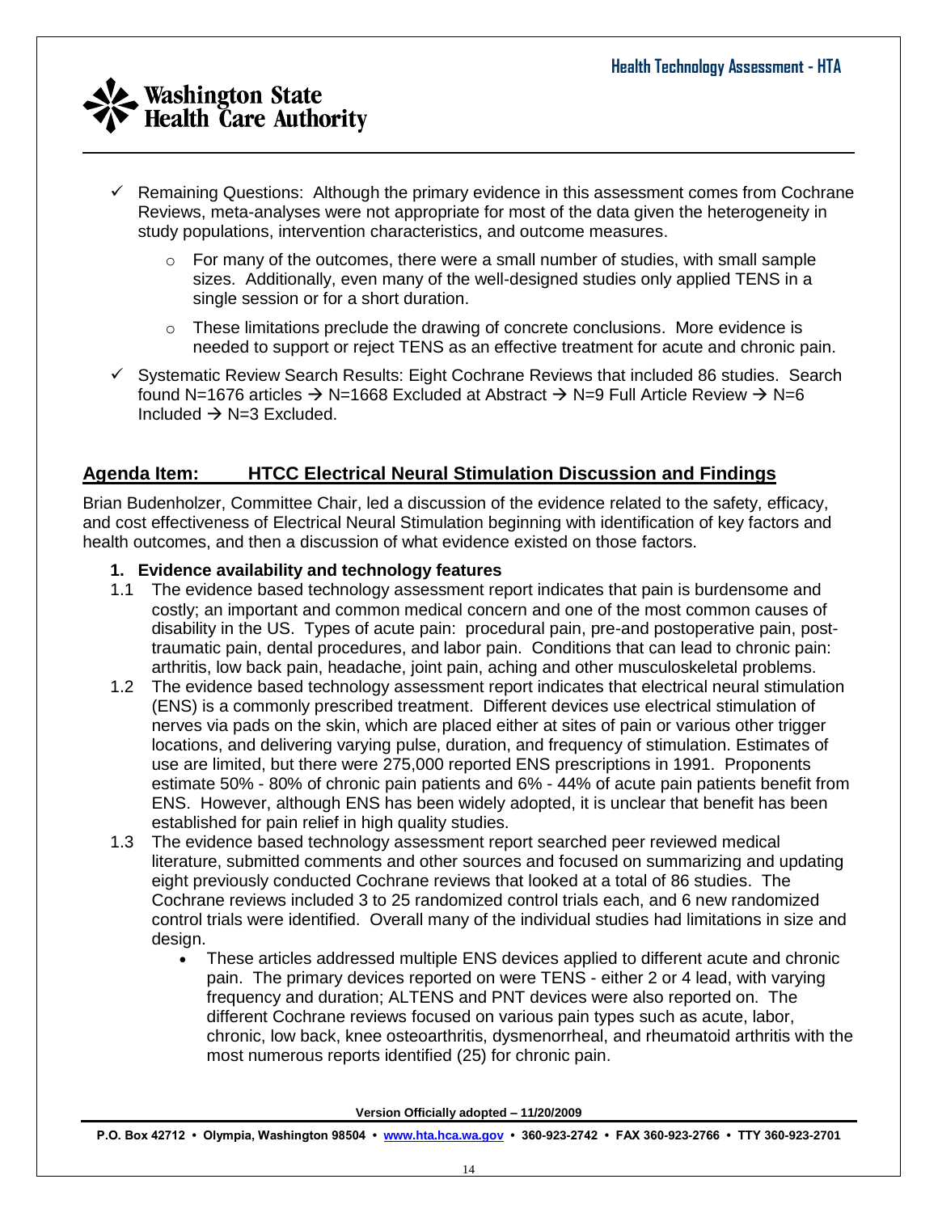- ✓ Remaining Questions: Although the primary evidence in this assessment comes from Cochrane Reviews, meta-analyses were not appropriate for most of the data given the heterogeneity in study populations, intervention characteristics, and outcome measures.
  - For many of the outcomes, there were a small number of studies, with small sample sizes. Additionally, even many of the well-designed studies only applied TENS in a single session or for a short duration.
  - These limitations preclude the drawing of concrete conclusions. More evidence is needed to support or reject TENS as an effective treatment for acute and chronic pain.
- ✓ Systematic Review Search Results: Eight Cochrane Reviews that included 86 studies. Search found N=1676 articles → N=1668 Excluded at Abstract → N=9 Full Article Review → N=6 Included → N=3 Excluded.

## Agenda Item: HTCC Electrical Neural Stimulation Discussion and Findings

Brian Budenholzer, Committee Chair, led a discussion of the evidence related to the safety, efficacy, and cost effectiveness of Electrical Neural Stimulation beginning with identification of key factors and health outcomes, and then a discussion of what evidence existed on those factors.

**1. Evidence availability and technology features**

1.1 The evidence based technology assessment report indicates that pain is burdensome and costly; an important and common medical concern and one of the most common causes of disability in the US. Types of acute pain: procedural pain, pre-and postoperative pain, post-traumatic pain, dental procedures, and labor pain. Conditions that can lead to chronic pain: arthritis, low back pain, headache, joint pain, aching and other musculoskeletal problems.

1.2 The evidence based technology assessment report indicates that electrical neural stimulation (ENS) is a commonly prescribed treatment. Different devices use electrical stimulation of nerves via pads on the skin, which are placed either at sites of pain or various other trigger locations, and delivering varying pulse, duration, and frequency of stimulation. Estimates of use are limited, but there were 275,000 reported ENS prescriptions in 1991. Proponents estimate 50% - 80% of chronic pain patients and 6% - 44% of acute pain patients benefit from ENS. However, although ENS has been widely adopted, it is unclear that benefit has been established for pain relief in high quality studies.

1.3 The evidence based technology assessment report searched peer reviewed medical literature, submitted comments and other sources and focused on summarizing and updating eight previously conducted Cochrane reviews that looked at a total of 86 studies. The Cochrane reviews included 3 to 25 randomized control trials each, and 6 new randomized control trials were identified. Overall many of the individual studies had limitations in size and design.

- These articles addressed multiple ENS devices applied to different acute and chronic pain. The primary devices reported on were TENS - either 2 or 4 lead, with varying frequency and duration; ALTENS and PNT devices were also reported on. The different Cochrane reviews focused on various pain types such as acute, labor, chronic, low back, knee osteoarthritis, dysmenorrheal, and rheumatoid arthritis with the most numerous reports identified (25) for chronic pain.

Version Officially adopted – 11/20/2009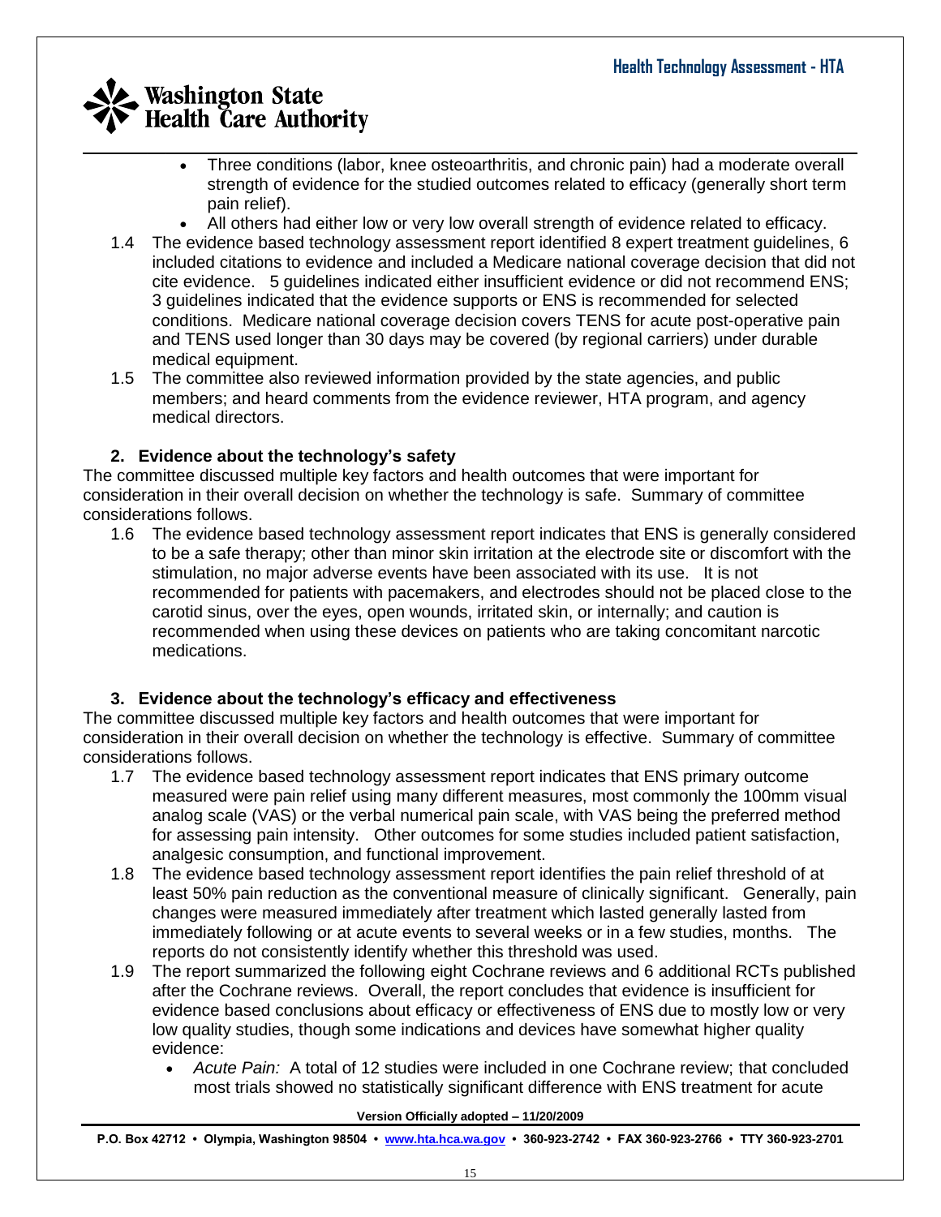- Three conditions (labor, knee osteoarthritis, and chronic pain) had a moderate overall strength of evidence for the studied outcomes related to efficacy (generally short term pain relief).
- All others had either low or very low overall strength of evidence related to efficacy.

1.4 The evidence based technology assessment report identified 8 expert treatment guidelines, 6 included citations to evidence and included a Medicare national coverage decision that did not cite evidence. 5 guidelines indicated either insufficient evidence or did not recommend ENS; 3 guidelines indicated that the evidence supports or ENS is recommended for selected conditions. Medicare national coverage decision covers TENS for acute post-operative pain and TENS used longer than 30 days may be covered (by regional carriers) under durable medical equipment.

1.5 The committee also reviewed information provided by the state agencies, and public members; and heard comments from the evidence reviewer, HTA program, and agency medical directors.

### 2. Evidence about the technology's safety

The committee discussed multiple key factors and health outcomes that were important for consideration in their overall decision on whether the technology is safe. Summary of committee considerations follows.

1.6 The evidence based technology assessment report indicates that ENS is generally considered to be a safe therapy; other than minor skin irritation at the electrode site or discomfort with the stimulation, no major adverse events have been associated with its use. It is not recommended for patients with pacemakers, and electrodes should not be placed close to the carotid sinus, over the eyes, open wounds, irritated skin, or internally; and caution is recommended when using these devices on patients who are taking concomitant narcotic medications.

### 3. Evidence about the technology's efficacy and effectiveness

The committee discussed multiple key factors and health outcomes that were important for consideration in their overall decision on whether the technology is effective. Summary of committee considerations follows.

1.7 The evidence based technology assessment report indicates that ENS primary outcome measured were pain relief using many different measures, most commonly the 100mm visual analog scale (VAS) or the verbal numerical pain scale, with VAS being the preferred method for assessing pain intensity. Other outcomes for some studies included patient satisfaction, analgesic consumption, and functional improvement.

1.8 The evidence based technology assessment report identifies the pain relief threshold of at least 50% pain reduction as the conventional measure of clinically significant. Generally, pain changes were measured immediately after treatment which lasted generally lasted from immediately following or at acute events to several weeks or in a few studies, months. The reports do not consistently identify whether this threshold was used.

1.9 The report summarized the following eight Cochrane reviews and 6 additional RCTs published after the Cochrane reviews. Overall, the report concludes that evidence is insufficient for evidence based conclusions about efficacy or effectiveness of ENS due to mostly low or very low quality studies, though some indications and devices have somewhat higher quality evidence:

- *Acute Pain:* A total of 12 studies were included in one Cochrane review; that concluded most trials showed no statistically significant difference with ENS treatment for acute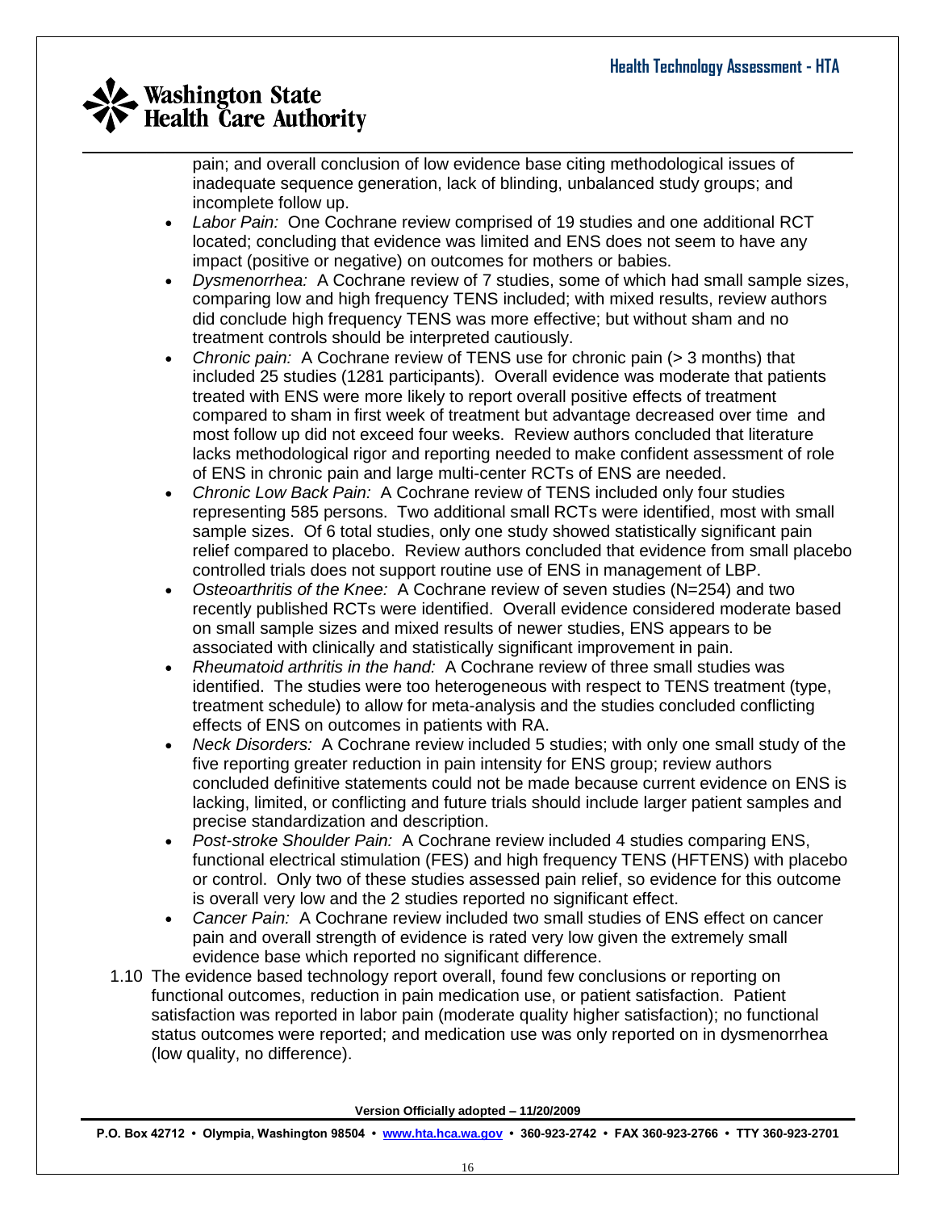pain; and overall conclusion of low evidence base citing methodological issues of inadequate sequence generation, lack of blinding, unbalanced study groups; and incomplete follow up.

- *Labor Pain:* One Cochrane review comprised of 19 studies and one additional RCT located; concluding that evidence was limited and ENS does not seem to have any impact (positive or negative) on outcomes for mothers or babies.
- *Dysmenorrhea:* A Cochrane review of 7 studies, some of which had small sample sizes, comparing low and high frequency TENS included; with mixed results, review authors did conclude high frequency TENS was more effective; but without sham and no treatment controls should be interpreted cautiously.
- *Chronic pain:* A Cochrane review of TENS use for chronic pain (> 3 months) that included 25 studies (1281 participants). Overall evidence was moderate that patients treated with ENS were more likely to report overall positive effects of treatment compared to sham in first week of treatment but advantage decreased over time and most follow up did not exceed four weeks. Review authors concluded that literature lacks methodological rigor and reporting needed to make confident assessment of role of ENS in chronic pain and large multi-center RCTs of ENS are needed.
- *Chronic Low Back Pain:* A Cochrane review of TENS included only four studies representing 585 persons. Two additional small RCTs were identified, most with small sample sizes. Of 6 total studies, only one study showed statistically significant pain relief compared to placebo. Review authors concluded that evidence from small placebo controlled trials does not support routine use of ENS in management of LBP.
- *Osteoarthritis of the Knee:* A Cochrane review of seven studies (N=254) and two recently published RCTs were identified. Overall evidence considered moderate based on small sample sizes and mixed results of newer studies, ENS appears to be associated with clinically and statistically significant improvement in pain.
- *Rheumatoid arthritis in the hand:* A Cochrane review of three small studies was identified. The studies were too heterogeneous with respect to TENS treatment (type, treatment schedule) to allow for meta-analysis and the studies concluded conflicting effects of ENS on outcomes in patients with RA.
- *Neck Disorders:* A Cochrane review included 5 studies; with only one small study of the five reporting greater reduction in pain intensity for ENS group; review authors concluded definitive statements could not be made because current evidence on ENS is lacking, limited, or conflicting and future trials should include larger patient samples and precise standardization and description.
- *Post-stroke Shoulder Pain:* A Cochrane review included 4 studies comparing ENS, functional electrical stimulation (FES) and high frequency TENS (HFTENS) with placebo or control. Only two of these studies assessed pain relief, so evidence for this outcome is overall very low and the 2 studies reported no significant effect.
- *Cancer Pain:* A Cochrane review included two small studies of ENS effect on cancer pain and overall strength of evidence is rated very low given the extremely small evidence base which reported no significant difference.

1.10 The evidence based technology report overall, found few conclusions or reporting on functional outcomes, reduction in pain medication use, or patient satisfaction. Patient satisfaction was reported in labor pain (moderate quality higher satisfaction); no functional status outcomes were reported; and medication use was only reported on in dysmenorrhea (low quality, no difference).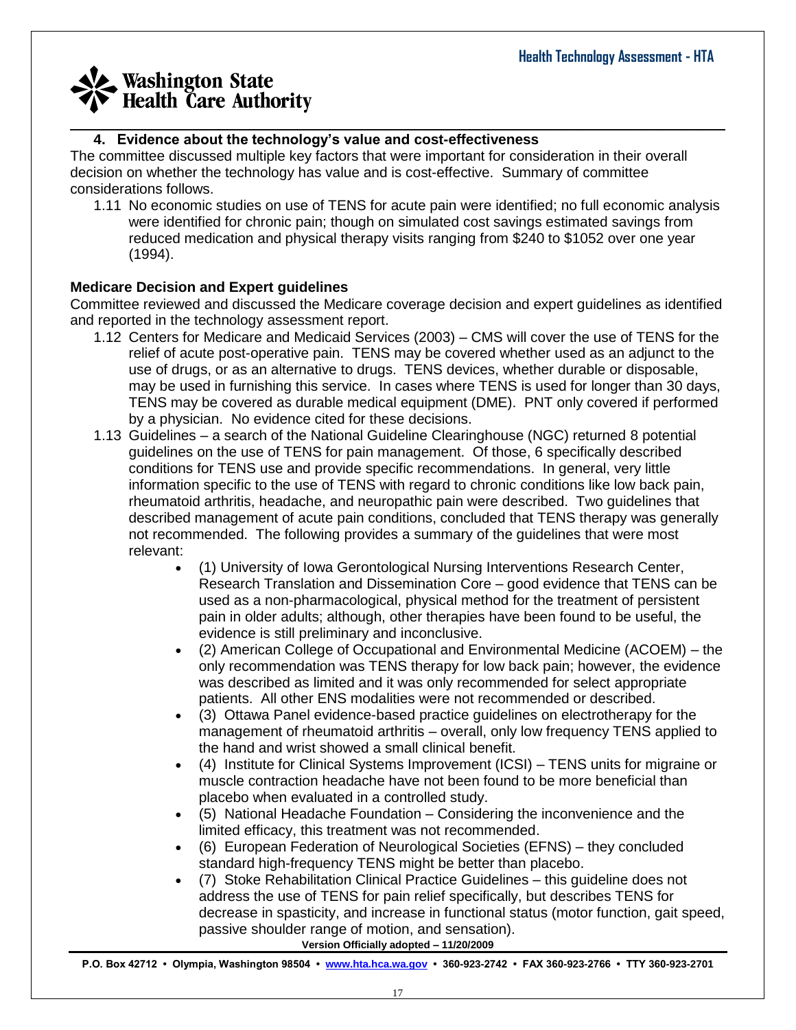#### 4. Evidence about the technology's value and cost-effectiveness

The committee discussed multiple key factors that were important for consideration in their overall decision on whether the technology has value and is cost-effective. Summary of committee considerations follows.

1.11 No economic studies on use of TENS for acute pain were identified; no full economic analysis were identified for chronic pain; though on simulated cost savings estimated savings from reduced medication and physical therapy visits ranging from $240 to $1052 over one year (1994).

**Medicare Decision and Expert guidelines**

Committee reviewed and discussed the Medicare coverage decision and expert guidelines as identified and reported in the technology assessment report.

1.12 Centers for Medicare and Medicaid Services (2003) – CMS will cover the use of TENS for the relief of acute post-operative pain. TENS may be covered whether used as an adjunct to the use of drugs, or as an alternative to drugs. TENS devices, whether durable or disposable, may be used in furnishing this service. In cases where TENS is used for longer than 30 days, TENS may be covered as durable medical equipment (DME). PNT only covered if performed by a physician. No evidence cited for these decisions.

1.13 Guidelines – a search of the National Guideline Clearinghouse (NGC) returned 8 potential guidelines on the use of TENS for pain management. Of those, 6 specifically described conditions for TENS use and provide specific recommendations. In general, very little information specific to the use of TENS with regard to chronic conditions like low back pain, rheumatoid arthritis, headache, and neuropathic pain were described. Two guidelines that described management of acute pain conditions, concluded that TENS therapy was generally not recommended. The following provides a summary of the guidelines that were most relevant:

- (1) University of Iowa Gerontological Nursing Interventions Research Center, Research Translation and Dissemination Core – good evidence that TENS can be used as a non-pharmacological, physical method for the treatment of persistent pain in older adults; although, other therapies have been found to be useful, the evidence is still preliminary and inconclusive.
- (2) American College of Occupational and Environmental Medicine (ACOEM) – the only recommendation was TENS therapy for low back pain; however, the evidence was described as limited and it was only recommended for select appropriate patients. All other ENS modalities were not recommended or described.
- (3) Ottawa Panel evidence-based practice guidelines on electrotherapy for the management of rheumatoid arthritis – overall, only low frequency TENS applied to the hand and wrist showed a small clinical benefit.
- (4) Institute for Clinical Systems Improvement (ICSI) – TENS units for migraine or muscle contraction headache have not been found to be more beneficial than placebo when evaluated in a controlled study.
- (5) National Headache Foundation – Considering the inconvenience and the limited efficacy, this treatment was not recommended.
- (6) European Federation of Neurological Societies (EFNS) – they concluded standard high-frequency TENS might be better than placebo.
- (7) Stoke Rehabilitation Clinical Practice Guidelines – this guideline does not address the use of TENS for pain relief specifically, but describes TENS for decrease in spasticity, and increase in functional status (motor function, gait speed, passive shoulder range of motion, and sensation).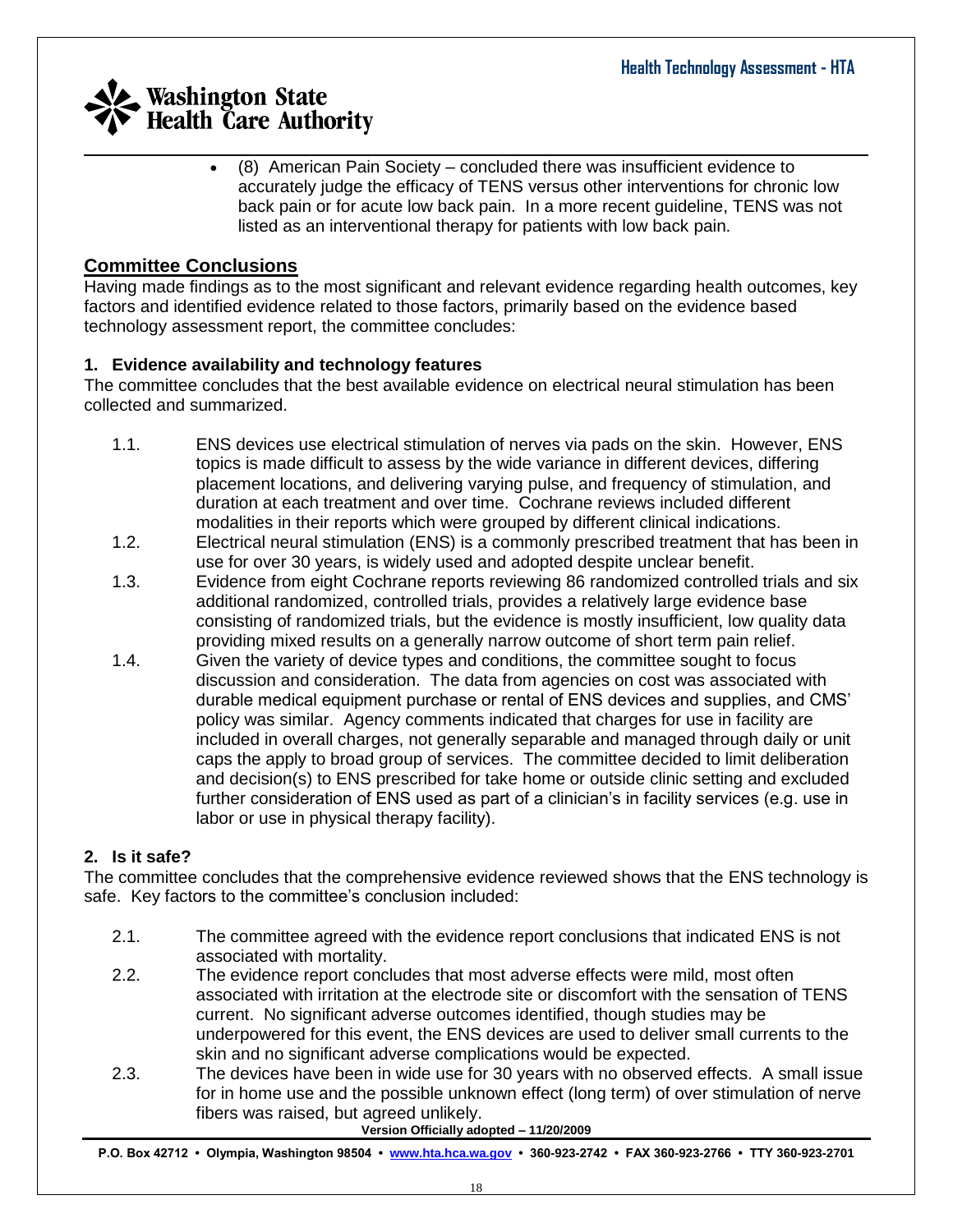- (8) American Pain Society – concluded there was insufficient evidence to accurately judge the efficacy of TENS versus other interventions for chronic low back pain or for acute low back pain. In a more recent guideline, TENS was not listed as an interventional therapy for patients with low back pain.

## Committee Conclusions

Having made findings as to the most significant and relevant evidence regarding health outcomes, key factors and identified evidence related to those factors, primarily based on the evidence based technology assessment report, the committee concludes:

### 1. Evidence availability and technology features

The committee concludes that the best available evidence on electrical neural stimulation has been collected and summarized.

1.1. ENS devices use electrical stimulation of nerves via pads on the skin. However, ENS topics is made difficult to assess by the wide variance in different devices, differing placement locations, and delivering varying pulse, and frequency of stimulation, and duration at each treatment and over time. Cochrane reviews included different modalities in their reports which were grouped by different clinical indications.

1.2. Electrical neural stimulation (ENS) is a commonly prescribed treatment that has been in use for over 30 years, is widely used and adopted despite unclear benefit.

1.3. Evidence from eight Cochrane reports reviewing 86 randomized controlled trials and six additional randomized, controlled trials, provides a relatively large evidence base consisting of randomized trials, but the evidence is mostly insufficient, low quality data providing mixed results on a generally narrow outcome of short term pain relief.

1.4. Given the variety of device types and conditions, the committee sought to focus discussion and consideration. The data from agencies on cost was associated with durable medical equipment purchase or rental of ENS devices and supplies, and CMS' policy was similar. Agency comments indicated that charges for use in facility are included in overall charges, not generally separable and managed through daily or unit caps the apply to broad group of services. The committee decided to limit deliberation and decision(s) to ENS prescribed for take home or outside clinic setting and excluded further consideration of ENS used as part of a clinician's in facility services (e.g. use in labor or use in physical therapy facility).

### 2. Is it safe?

The committee concludes that the comprehensive evidence reviewed shows that the ENS technology is safe. Key factors to the committee's conclusion included:

2.1. The committee agreed with the evidence report conclusions that indicated ENS is not associated with mortality.

2.2. The evidence report concludes that most adverse effects were mild, most often associated with irritation at the electrode site or discomfort with the sensation of TENS current. No significant adverse outcomes identified, though studies may be underpowered for this event, the ENS devices are used to deliver small currents to the skin and no significant adverse complications would be expected.

2.3. The devices have been in wide use for 30 years with no observed effects. A small issue for in home use and the possible unknown effect (long term) of over stimulation of nerve fibers was raised, but agreed unlikely.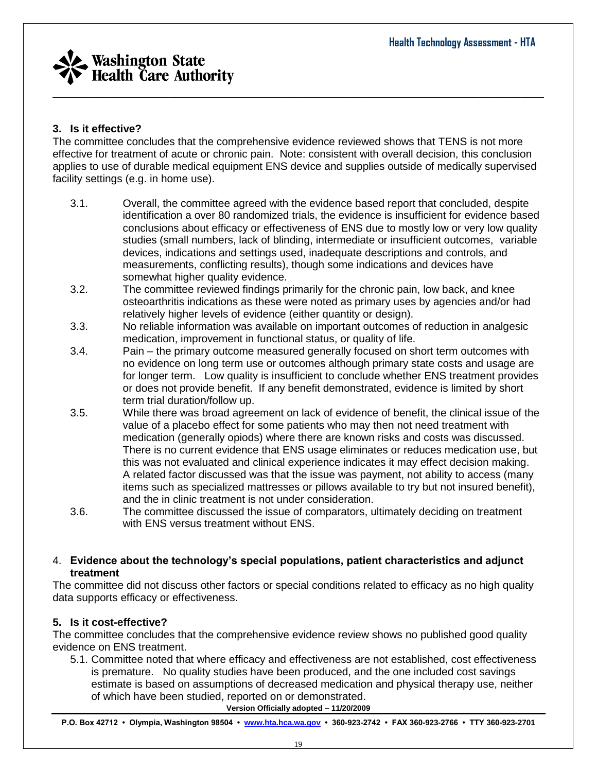### 3. Is it effective?

The committee concludes that the comprehensive evidence reviewed shows that TENS is not more effective for treatment of acute or chronic pain. Note: consistent with overall decision, this conclusion applies to use of durable medical equipment ENS device and supplies outside of medically supervised facility settings (e.g. in home use).

- 3.1. Overall, the committee agreed with the evidence based report that concluded, despite identification a over 80 randomized trials, the evidence is insufficient for evidence based conclusions about efficacy or effectiveness of ENS due to mostly low or very low quality studies (small numbers, lack of blinding, intermediate or insufficient outcomes, variable devices, indications and settings used, inadequate descriptions and controls, and measurements, conflicting results), though some indications and devices have somewhat higher quality evidence.
- 3.2. The committee reviewed findings primarily for the chronic pain, low back, and knee osteoarthritis indications as these were noted as primary uses by agencies and/or had relatively higher levels of evidence (either quantity or design).
- 3.3. No reliable information was available on important outcomes of reduction in analgesic medication, improvement in functional status, or quality of life.
- 3.4. Pain – the primary outcome measured generally focused on short term outcomes with no evidence on long term use or outcomes although primary state costs and usage are for longer term. Low quality is insufficient to conclude whether ENS treatment provides or does not provide benefit. If any benefit demonstrated, evidence is limited by short term trial duration/follow up.
- 3.5. While there was broad agreement on lack of evidence of benefit, the clinical issue of the value of a placebo effect for some patients who may then not need treatment with medication (generally opiods) where there are known risks and costs was discussed. There is no current evidence that ENS usage eliminates or reduces medication use, but this was not evaluated and clinical experience indicates it may effect decision making. A related factor discussed was that the issue was payment, not ability to access (many items such as specialized mattresses or pillows available to try but not insured benefit), and the in clinic treatment is not under consideration.
- 3.6. The committee discussed the issue of comparators, ultimately deciding on treatment with ENS versus treatment without ENS.

### 4. Evidence about the technology's special populations, patient characteristics and adjunct treatment

The committee did not discuss other factors or special conditions related to efficacy as no high quality data supports efficacy or effectiveness.

### 5. Is it cost-effective?

The committee concludes that the comprehensive evidence review shows no published good quality evidence on ENS treatment.

- 5.1. Committee noted that where efficacy and effectiveness are not established, cost effectiveness is premature. No quality studies have been produced, and the one included cost savings estimate is based on assumptions of decreased medication and physical therapy use, neither of which have been studied, reported on or demonstrated.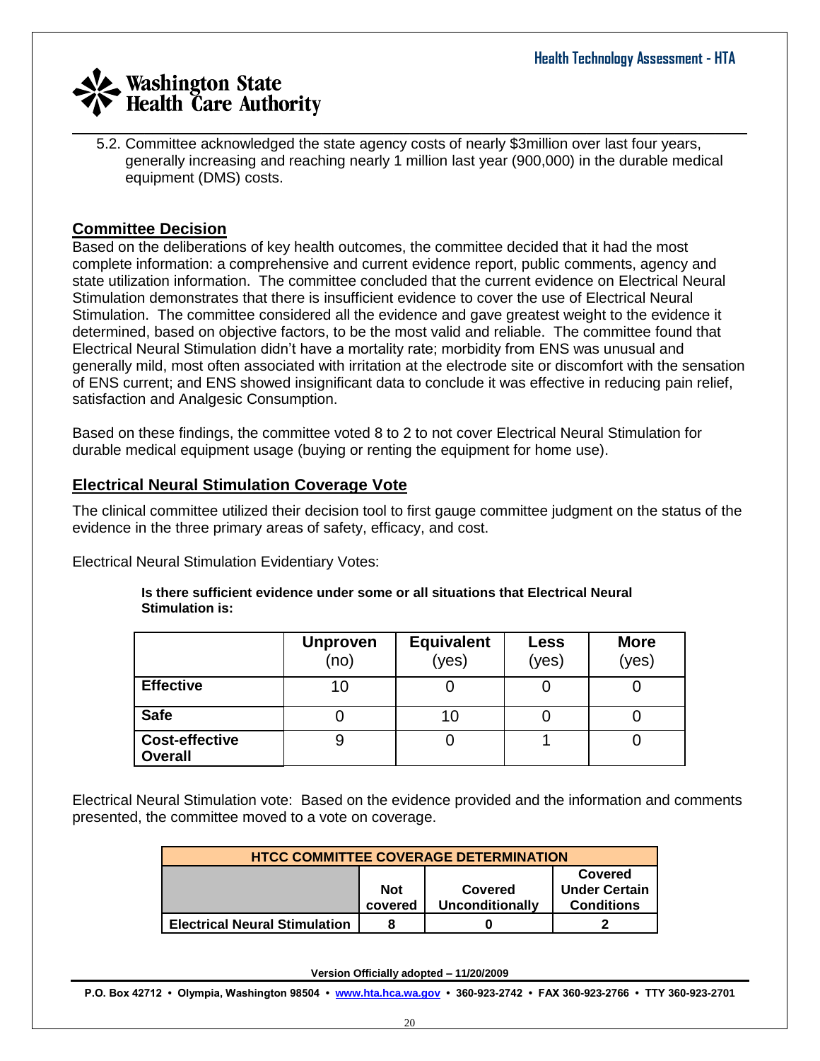5.2. Committee acknowledged the state agency costs of nearly $3million over last four years, generally increasing and reaching nearly 1 million last year (900,000) in the durable medical equipment (DMS) costs.

## Committee Decision

Based on the deliberations of key health outcomes, the committee decided that it had the most complete information: a comprehensive and current evidence report, public comments, agency and state utilization information. The committee concluded that the current evidence on Electrical Neural Stimulation demonstrates that there is insufficient evidence to cover the use of Electrical Neural Stimulation. The committee considered all the evidence and gave greatest weight to the evidence it determined, based on objective factors, to be the most valid and reliable. The committee found that Electrical Neural Stimulation didn't have a mortality rate; morbidity from ENS was unusual and generally mild, most often associated with irritation at the electrode site or discomfort with the sensation of ENS current; and ENS showed insignificant data to conclude it was effective in reducing pain relief, satisfaction and Analgesic Consumption.

Based on these findings, the committee voted 8 to 2 to not cover Electrical Neural Stimulation for durable medical equipment usage (buying or renting the equipment for home use).

## Electrical Neural Stimulation Coverage Vote

The clinical committee utilized their decision tool to first gauge committee judgment on the status of the evidence in the three primary areas of safety, efficacy, and cost.

Electrical Neural Stimulation Evidentiary Votes:

**Is there sufficient evidence under some or all situations that Electrical Neural Stimulation is:**

| | Unproven (no) | Equivalent (yes) | Less (yes) | More (yes) |
|---|---|---|---|---|
| **Effective** | 10 | 0 | 0 | 0 |
| **Safe** | 0 | 10 | 0 | 0 |
| **Cost-effective Overall** | 9 | 0 | 1 | 0 |

Electrical Neural Stimulation vote: Based on the evidence provided and the information and comments presented, the committee moved to a vote on coverage.

| HTCC COMMITTEE COVERAGE DETERMINATION | | | |
|---|---|---|---|
| | **Not covered** | **Covered Unconditionally** | **Covered Under Certain Conditions** |
| **Electrical Neural Stimulation** | **8** | **0** | **2** |

**Version Officially adopted – 11/20/2009**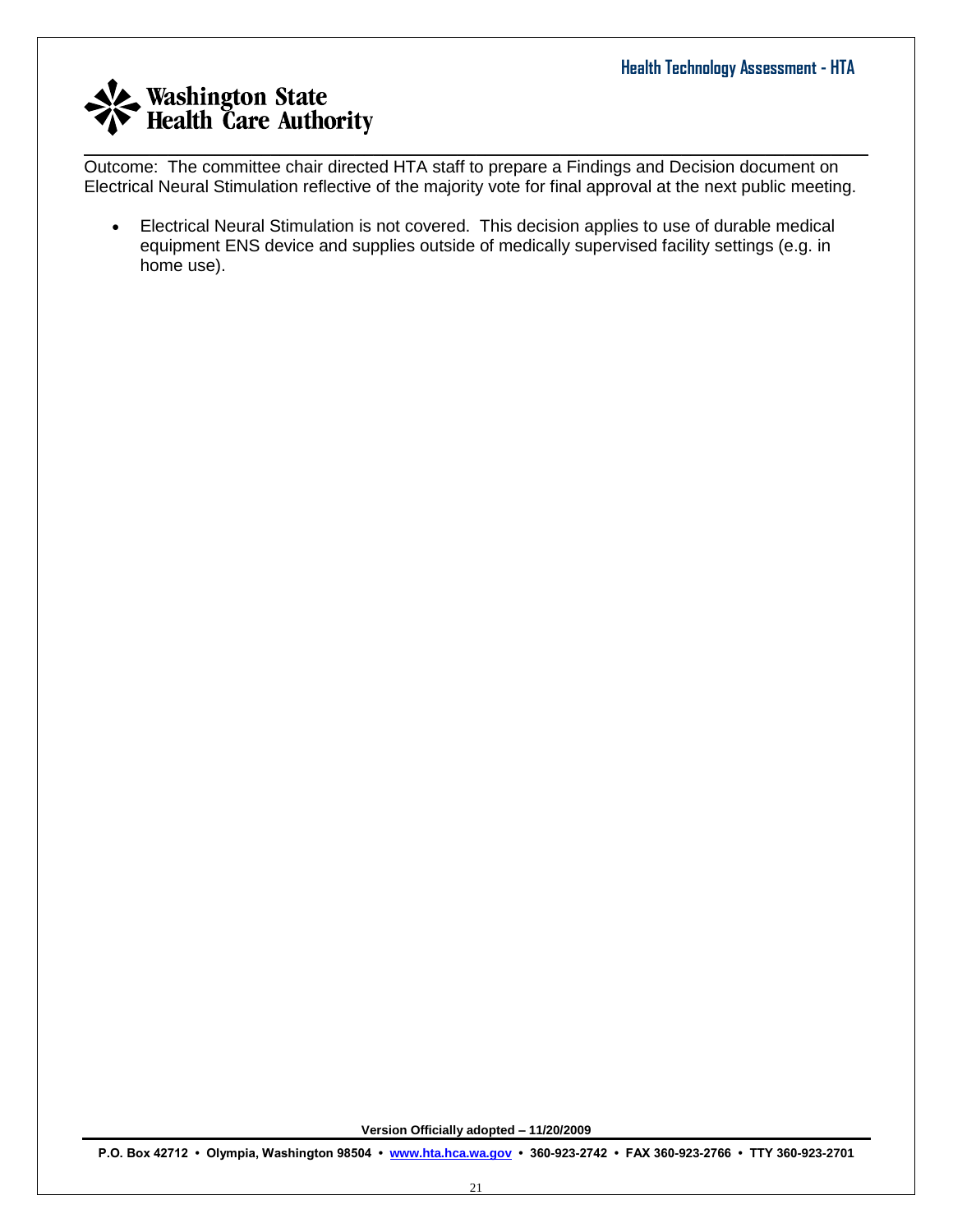Outcome: The committee chair directed HTA staff to prepare a Findings and Decision document on Electrical Neural Stimulation reflective of the majority vote for final approval at the next public meeting.

- Electrical Neural Stimulation is not covered. This decision applies to use of durable medical equipment ENS device and supplies outside of medically supervised facility settings (e.g. in home use).